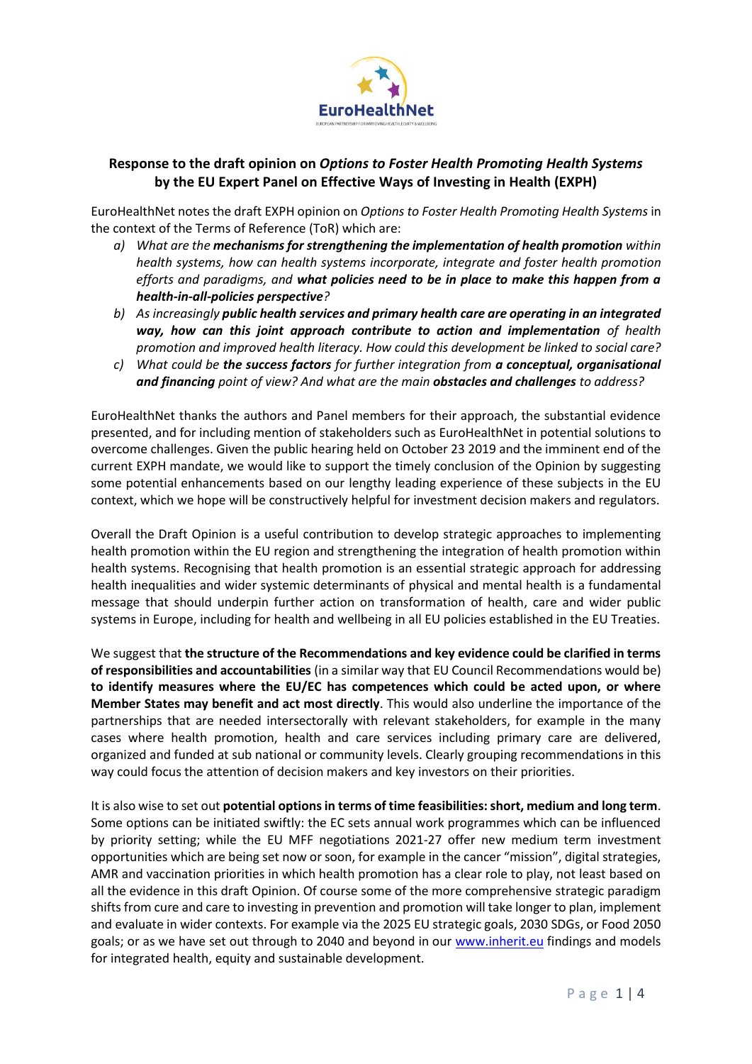**Response to the draft opinion on *Options to Foster Health Promoting Health Systems* by the EU Expert Panel on Effective Ways of Investing in Health (EXPH)**

EuroHealthNet notes the draft EXPH opinion on *Options to Foster Health Promoting Health Systems* in the context of the Terms of Reference (ToR) which are:

a) *What are the **mechanisms for strengthening the implementation of health promotion** within health systems, how can health systems incorporate, integrate and foster health promotion efforts and paradigms, and **what policies need to be in place to make this happen from a health-in-all-policies perspective**?*

b) *As increasingly **public health services and primary health care are operating in an integrated way, how can this joint approach contribute to action and implementation** of health promotion and improved health literacy. How could this development be linked to social care?*

c) *What could be **the success factors** for further integration from **a conceptual, organisational and financing** point of view? And what are the main **obstacles and challenges** to address?*

EuroHealthNet thanks the authors and Panel members for their approach, the substantial evidence presented, and for including mention of stakeholders such as EuroHealthNet in potential solutions to overcome challenges. Given the public hearing held on October 23 2019 and the imminent end of the current EXPH mandate, we would like to support the timely conclusion of the Opinion by suggesting some potential enhancements based on our lengthy leading experience of these subjects in the EU context, which we hope will be constructively helpful for investment decision makers and regulators.

Overall the Draft Opinion is a useful contribution to develop strategic approaches to implementing health promotion within the EU region and strengthening the integration of health promotion within health systems. Recognising that health promotion is an essential strategic approach for addressing health inequalities and wider systemic determinants of physical and mental health is a fundamental message that should underpin further action on transformation of health, care and wider public systems in Europe, including for health and wellbeing in all EU policies established in the EU Treaties.

We suggest that **the structure of the Recommendations and key evidence could be clarified in terms of responsibilities and accountabilities** (in a similar way that EU Council Recommendations would be) **to identify measures where the EU/EC has competences which could be acted upon, or where Member States may benefit and act most directly**. This would also underline the importance of the partnerships that are needed intersectorally with relevant stakeholders, for example in the many cases where health promotion, health and care services including primary care are delivered, organized and funded at sub national or community levels. Clearly grouping recommendations in this way could focus the attention of decision makers and key investors on their priorities.

It is also wise to set out **potential options in terms of time feasibilities: short, medium and long term**. Some options can be initiated swiftly: the EC sets annual work programmes which can be influenced by priority setting; while the EU MFF negotiations 2021-27 offer new medium term investment opportunities which are being set now or soon, for example in the cancer "mission", digital strategies, AMR and vaccination priorities in which health promotion has a clear role to play, not least based on all the evidence in this draft Opinion. Of course some of the more comprehensive strategic paradigm shifts from cure and care to investing in prevention and promotion will take longer to plan, implement and evaluate in wider contexts. For example via the 2025 EU strategic goals, 2030 SDGs, or Food 2050 goals; or as we have set out through to 2040 and beyond in our [www.inherit.eu](http://www.inherit.eu) findings and models for integrated health, equity and sustainable development.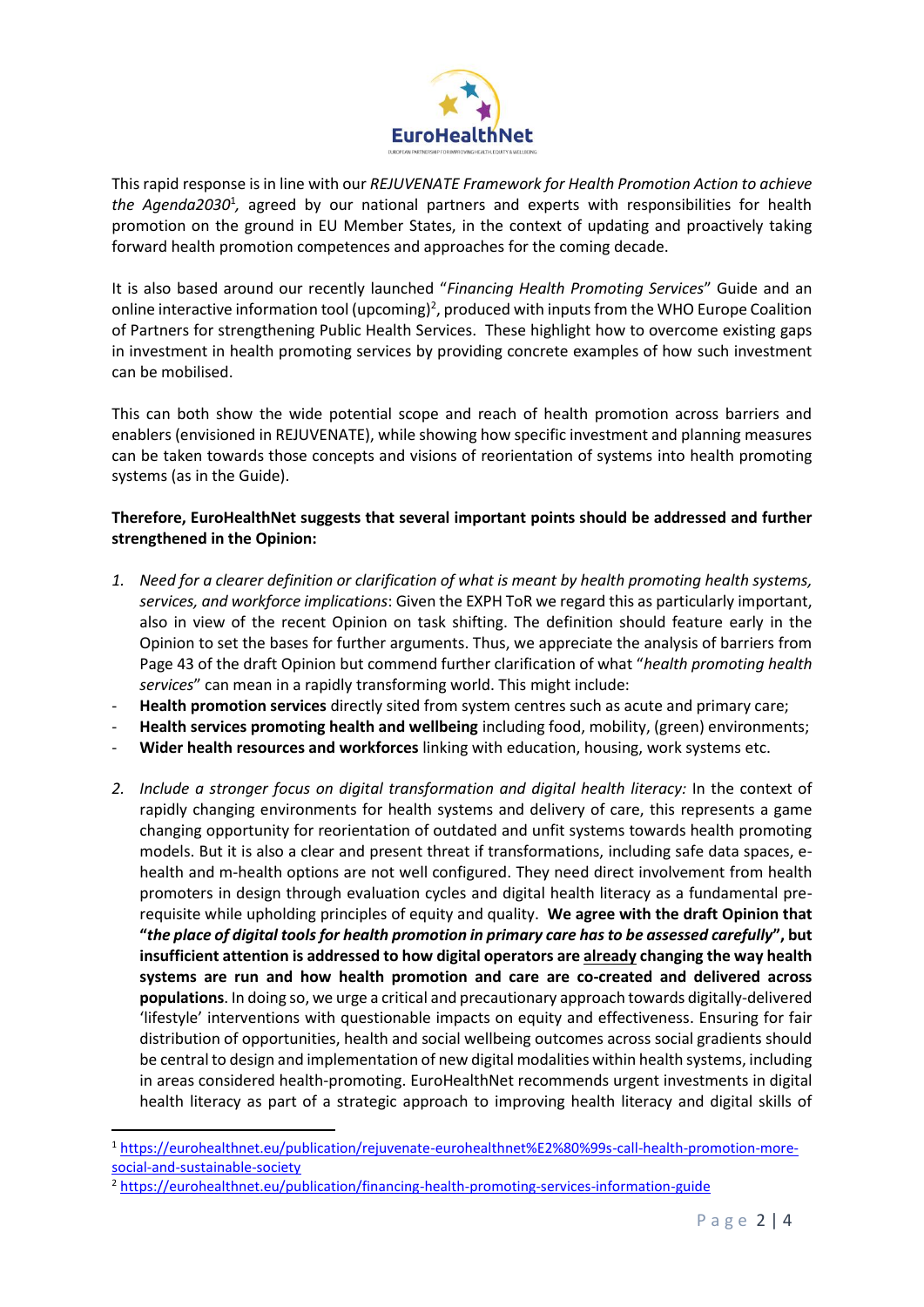This rapid response is in line with our *REJUVENATE Framework for Health Promotion Action to achieve the Agenda2030*[1], agreed by our national partners and experts with responsibilities for health promotion on the ground in EU Member States, in the context of updating and proactively taking forward health promotion competences and approaches for the coming decade.

It is also based around our recently launched "*Financing Health Promoting Services*" Guide and an online interactive information tool (upcoming)[2], produced with inputs from the WHO Europe Coalition of Partners for strengthening Public Health Services. These highlight how to overcome existing gaps in investment in health promoting services by providing concrete examples of how such investment can be mobilised.

This can both show the wide potential scope and reach of health promotion across barriers and enablers (envisioned in REJUVENATE), while showing how specific investment and planning measures can be taken towards those concepts and visions of reorientation of systems into health promoting systems (as in the Guide).

**Therefore, EuroHealthNet suggests that several important points should be addressed and further strengthened in the Opinion:**

1. *Need for a clearer definition or clarification of what is meant by health promoting health systems, services, and workforce implications*: Given the EXPH ToR we regard this as particularly important, also in view of the recent Opinion on task shifting. The definition should feature early in the Opinion to set the bases for further arguments. Thus, we appreciate the analysis of barriers from Page 43 of the draft Opinion but commend further clarification of what "*health promoting health services*" can mean in a rapidly transforming world. This might include:

- **Health promotion services** directly sited from system centres such as acute and primary care;
- **Health services promoting health and wellbeing** including food, mobility, (green) environments;
- **Wider health resources and workforces** linking with education, housing, work systems etc.

2. *Include a stronger focus on digital transformation and digital health literacy:* In the context of rapidly changing environments for health systems and delivery of care, this represents a game changing opportunity for reorientation of outdated and unfit systems towards health promoting models. But it is also a clear and present threat if transformations, including safe data spaces, e-health and m-health options are not well configured. They need direct involvement from health promoters in design through evaluation cycles and digital health literacy as a fundamental pre-requisite while upholding principles of equity and quality. **We agree with the draft Opinion that "*the place of digital tools for health promotion in primary care has to be assessed carefully*", but insufficient attention is addressed to how digital operators are already changing the way health systems are run and how health promotion and care are co-created and delivered across populations**. In doing so, we urge a critical and precautionary approach towards digitally-delivered 'lifestyle' interventions with questionable impacts on equity and effectiveness. Ensuring for fair distribution of opportunities, health and social wellbeing outcomes across social gradients should be central to design and implementation of new digital modalities within health systems, including in areas considered health-promoting. EuroHealthNet recommends urgent investments in digital health literacy as part of a strategic approach to improving health literacy and digital skills of

[1] https://eurohealthnet.eu/publication/rejuvenate-eurohealthnet%E2%80%99s-call-health-promotion-more-social-and-sustainable-society

[2] https://eurohealthnet.eu/publication/financing-health-promoting-services-information-guide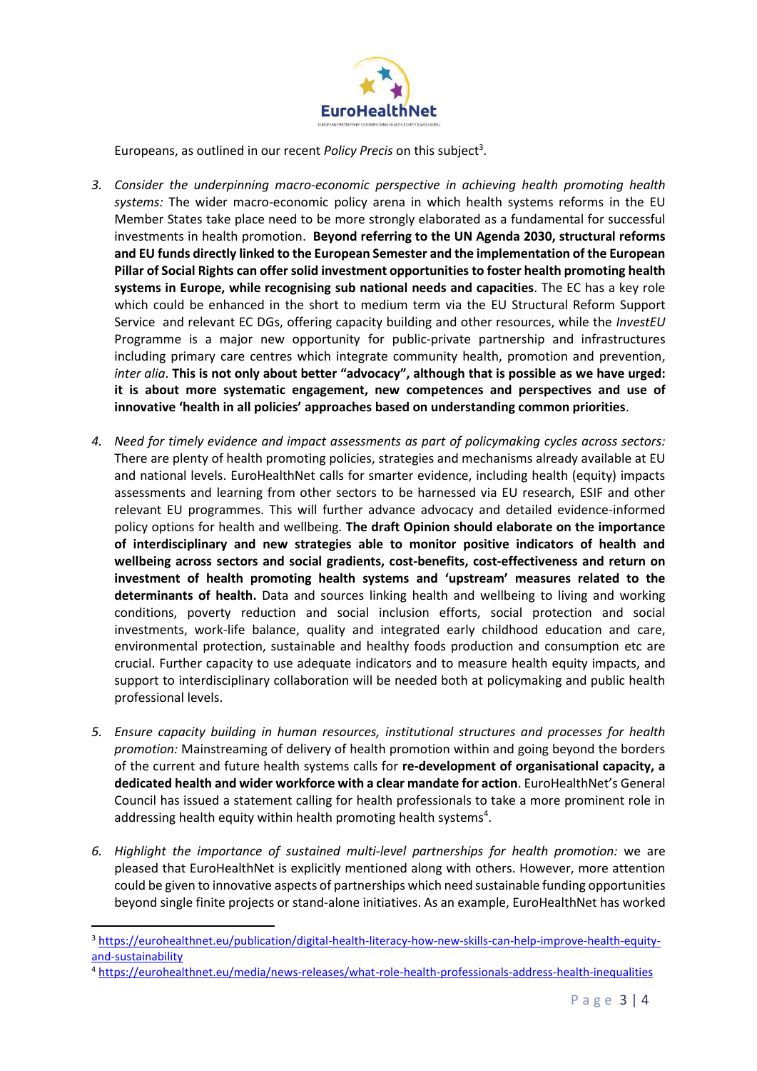Europeans, as outlined in our recent *Policy Precis* on this subject[3].

3. *Consider the underpinning macro-economic perspective in achieving health promoting health systems:* The wider macro-economic policy arena in which health systems reforms in the EU Member States take place need to be more strongly elaborated as a fundamental for successful investments in health promotion. **Beyond referring to the UN Agenda 2030, structural reforms and EU funds directly linked to the European Semester and the implementation of the European Pillar of Social Rights can offer solid investment opportunities to foster health promoting health systems in Europe, while recognising sub national needs and capacities**. The EC has a key role which could be enhanced in the short to medium term via the EU Structural Reform Support Service and relevant EC DGs, offering capacity building and other resources, while the *InvestEU* Programme is a major new opportunity for public-private partnership and infrastructures including primary care centres which integrate community health, promotion and prevention, *inter alia*. **This is not only about better "advocacy", although that is possible as we have urged: it is about more systematic engagement, new competences and perspectives and use of innovative 'health in all policies' approaches based on understanding common priorities**.

4. *Need for timely evidence and impact assessments as part of policymaking cycles across sectors:* There are plenty of health promoting policies, strategies and mechanisms already available at EU and national levels. EuroHealthNet calls for smarter evidence, including health (equity) impacts assessments and learning from other sectors to be harnessed via EU research, ESIF and other relevant EU programmes. This will further advance advocacy and detailed evidence-informed policy options for health and wellbeing. **The draft Opinion should elaborate on the importance of interdisciplinary and new strategies able to monitor positive indicators of health and wellbeing across sectors and social gradients, cost-benefits, cost-effectiveness and return on investment of health promoting health systems and 'upstream' measures related to the determinants of health.** Data and sources linking health and wellbeing to living and working conditions, poverty reduction and social inclusion efforts, social protection and social investments, work-life balance, quality and integrated early childhood education and care, environmental protection, sustainable and healthy foods production and consumption etc are crucial. Further capacity to use adequate indicators and to measure health equity impacts, and support to interdisciplinary collaboration will be needed both at policymaking and public health professional levels.

5. *Ensure capacity building in human resources, institutional structures and processes for health promotion:* Mainstreaming of delivery of health promotion within and going beyond the borders of the current and future health systems calls for **re-development of organisational capacity, a dedicated health and wider workforce with a clear mandate for action**. EuroHealthNet's General Council has issued a statement calling for health professionals to take a more prominent role in addressing health equity within health promoting health systems[4].

6. *Highlight the importance of sustained multi-level partnerships for health promotion:* we are pleased that EuroHealthNet is explicitly mentioned along with others. However, more attention could be given to innovative aspects of partnerships which need sustainable funding opportunities beyond single finite projects or stand-alone initiatives. As an example, EuroHealthNet has worked

[3] https://eurohealthnet.eu/publication/digital-health-literacy-how-new-skills-can-help-improve-health-equity-and-sustainability

[4] https://eurohealthnet.eu/media/news-releases/what-role-health-professionals-address-health-inequalities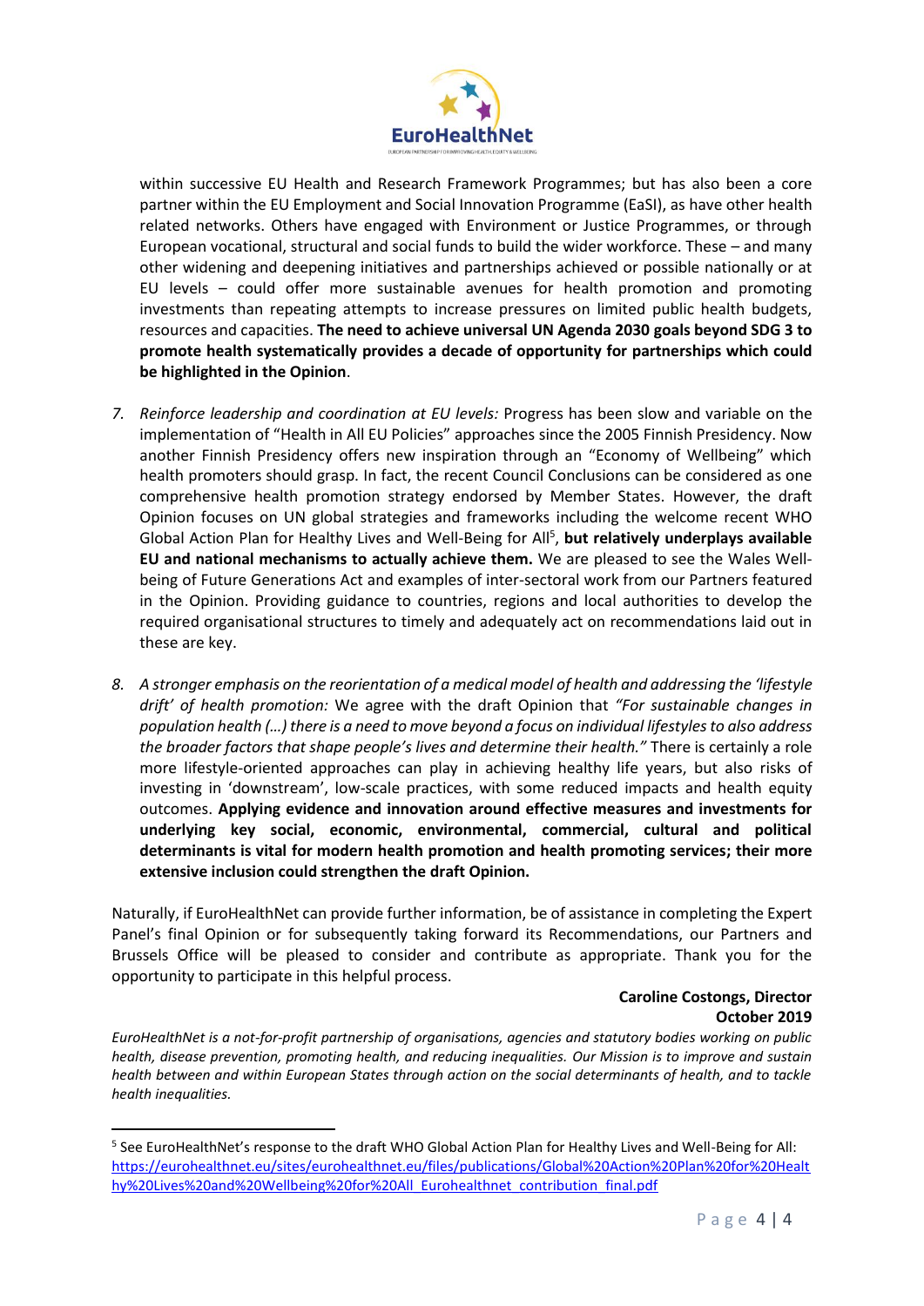within successive EU Health and Research Framework Programmes; but has also been a core partner within the EU Employment and Social Innovation Programme (EaSI), as have other health related networks. Others have engaged with Environment or Justice Programmes, or through European vocational, structural and social funds to build the wider workforce. These – and many other widening and deepening initiatives and partnerships achieved or possible nationally or at EU levels – could offer more sustainable avenues for health promotion and promoting investments than repeating attempts to increase pressures on limited public health budgets, resources and capacities. **The need to achieve universal UN Agenda 2030 goals beyond SDG 3 to promote health systematically provides a decade of opportunity for partnerships which could be highlighted in the Opinion**.

7. *Reinforce leadership and coordination at EU levels:* Progress has been slow and variable on the implementation of "Health in All EU Policies" approaches since the 2005 Finnish Presidency. Now another Finnish Presidency offers new inspiration through an "Economy of Wellbeing" which health promoters should grasp. In fact, the recent Council Conclusions can be considered as one comprehensive health promotion strategy endorsed by Member States. However, the draft Opinion focuses on UN global strategies and frameworks including the welcome recent WHO Global Action Plan for Healthy Lives and Well-Being for All[5], **but relatively underplays available EU and national mechanisms to actually achieve them.** We are pleased to see the Wales Well-being of Future Generations Act and examples of inter-sectoral work from our Partners featured in the Opinion. Providing guidance to countries, regions and local authorities to develop the required organisational structures to timely and adequately act on recommendations laid out in these are key.

8. *A stronger emphasis on the reorientation of a medical model of health and addressing the 'lifestyle drift' of health promotion:* We agree with the draft Opinion that *"For sustainable changes in population health (…) there is a need to move beyond a focus on individual lifestyles to also address the broader factors that shape people's lives and determine their health."* There is certainly a role more lifestyle-oriented approaches can play in achieving healthy life years, but also risks of investing in 'downstream', low-scale practices, with some reduced impacts and health equity outcomes. **Applying evidence and innovation around effective measures and investments for underlying key social, economic, environmental, commercial, cultural and political determinants is vital for modern health promotion and health promoting services; their more extensive inclusion could strengthen the draft Opinion.**

Naturally, if EuroHealthNet can provide further information, be of assistance in completing the Expert Panel's final Opinion or for subsequently taking forward its Recommendations, our Partners and Brussels Office will be pleased to consider and contribute as appropriate. Thank you for the opportunity to participate in this helpful process.

**Caroline Costongs, Director**
**October 2019**

*EuroHealthNet is a not-for-profit partnership of organisations, agencies and statutory bodies working on public health, disease prevention, promoting health, and reducing inequalities. Our Mission is to improve and sustain health between and within European States through action on the social determinants of health, and to tackle health inequalities.*

---

[5] See EuroHealthNet's response to the draft WHO Global Action Plan for Healthy Lives and Well-Being for All: https://eurohealthnet.eu/sites/eurohealthnet.eu/files/publications/Global%20Action%20Plan%20for%20Healthy%20Lives%20and%20Wellbeing%20for%20All_Eurohealthnet_contribution_final.pdf